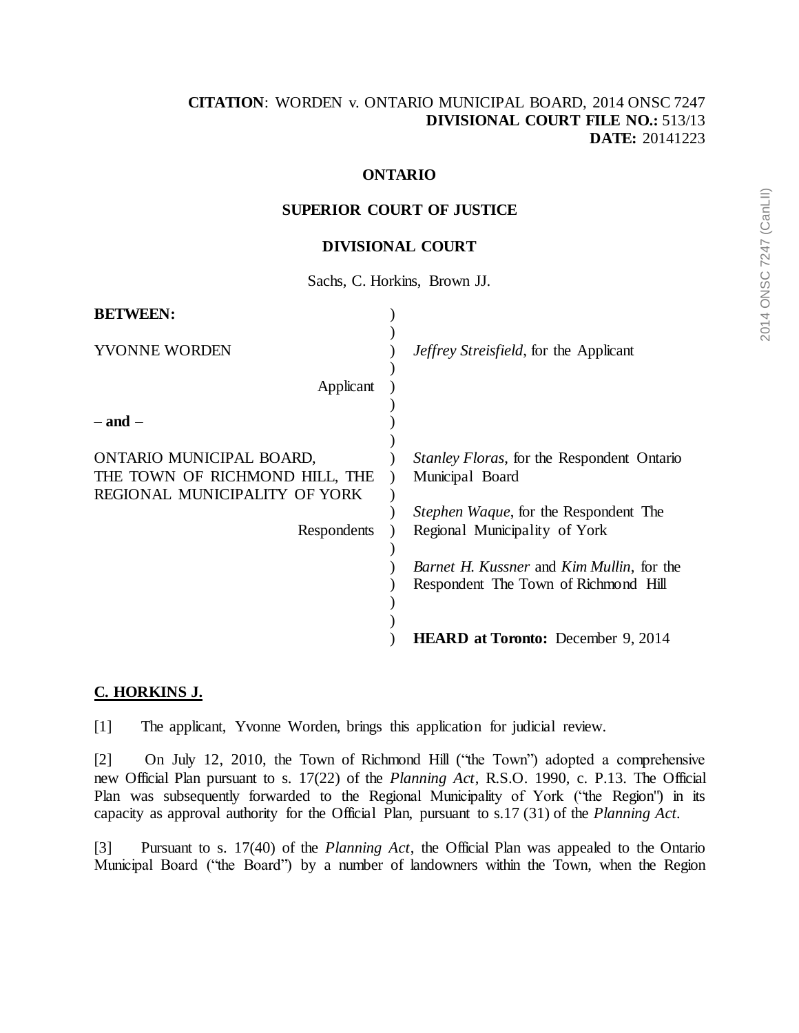**CITATION**: WORDEN v. ONTARIO MUNICIPAL BOARD, 2014 ONSC 7247
**DIVISIONAL COURT FILE NO.:** 513/13
**DATE:** 20141223

**ONTARIO**

**SUPERIOR COURT OF JUSTICE**

**DIVISIONAL COURT**

Sachs, C. Horkins, Brown JJ.

| | |
|---|---|
| **BETWEEN:** | |
| YVONNE WORDEN | *Jeffrey Streisfield*, for the Applicant |
| Applicant | |
| – **and** – | |
| ONTARIO MUNICIPAL BOARD, THE TOWN OF RICHMOND HILL, THE REGIONAL MUNICIPALITY OF YORK | *Stanley Floras*, for the Respondent Ontario Municipal Board |
| Respondents | *Stephen Waque*, for the Respondent The Regional Municipality of York |
| | *Barnet H. Kussner* and *Kim Mullin*, for the Respondent The Town of Richmond Hill |
| | **HEARD at Toronto:** December 9, 2014 |

**C. HORKINS J.**

[1] The applicant, Yvonne Worden, brings this application for judicial review.

[2] On July 12, 2010, the Town of Richmond Hill ("the Town") adopted a comprehensive new Official Plan pursuant to s. 17(22) of the *Planning Act*, R.S.O. 1990, c. P.13. The Official Plan was subsequently forwarded to the Regional Municipality of York ("the Region") in its capacity as approval authority for the Official Plan, pursuant to s.17 (31) of the *Planning Act*.

[3] Pursuant to s. 17(40) of the *Planning Act*, the Official Plan was appealed to the Ontario Municipal Board ("the Board") by a number of landowners within the Town, when the Region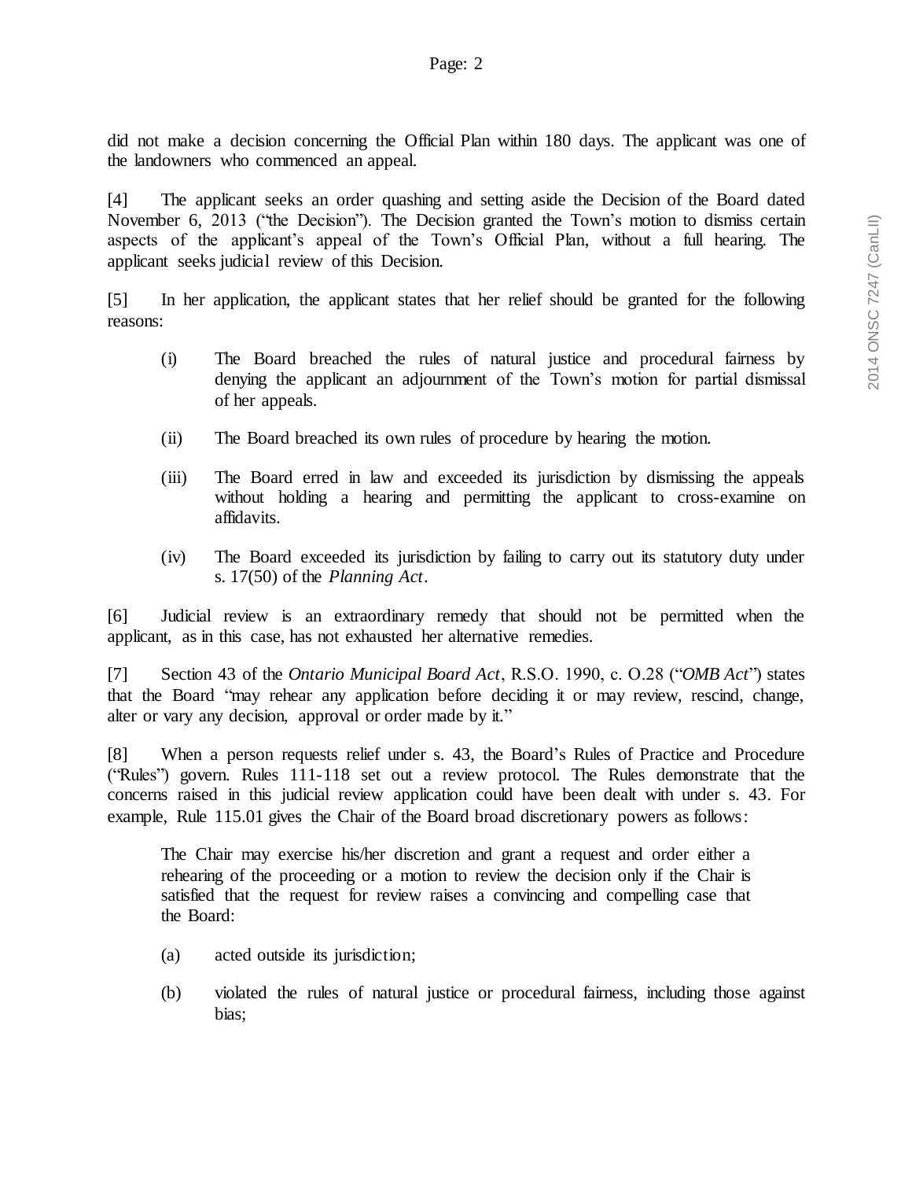did not make a decision concerning the Official Plan within 180 days. The applicant was one of the landowners who commenced an appeal.

[4] The applicant seeks an order quashing and setting aside the Decision of the Board dated November 6, 2013 ("the Decision"). The Decision granted the Town's motion to dismiss certain aspects of the applicant's appeal of the Town's Official Plan, without a full hearing. The applicant seeks judicial review of this Decision.

[5] In her application, the applicant states that her relief should be granted for the following reasons:

> (i) The Board breached the rules of natural justice and procedural fairness by denying the applicant an adjournment of the Town's motion for partial dismissal of her appeals.
>
> (ii) The Board breached its own rules of procedure by hearing the motion.
>
> (iii) The Board erred in law and exceeded its jurisdiction by dismissing the appeals without holding a hearing and permitting the applicant to cross-examine on affidavits.
>
> (iv) The Board exceeded its jurisdiction by failing to carry out its statutory duty under s. 17(50) of the *Planning Act*.

[6] Judicial review is an extraordinary remedy that should not be permitted when the applicant, as in this case, has not exhausted her alternative remedies.

[7] Section 43 of the *Ontario Municipal Board Act*, R.S.O. 1990, c. O.28 ("*OMB Act*") states that the Board "may rehear any application before deciding it or may review, rescind, change, alter or vary any decision, approval or order made by it."

[8] When a person requests relief under s. 43, the Board's Rules of Practice and Procedure ("Rules") govern. Rules 111-118 set out a review protocol. The Rules demonstrate that the concerns raised in this judicial review application could have been dealt with under s. 43. For example, Rule 115.01 gives the Chair of the Board broad discretionary powers as follows:

> The Chair may exercise his/her discretion and grant a request and order either a rehearing of the proceeding or a motion to review the decision only if the Chair is satisfied that the request for review raises a convincing and compelling case that the Board:
>
> (a) acted outside its jurisdiction;
>
> (b) violated the rules of natural justice or procedural fairness, including those against bias;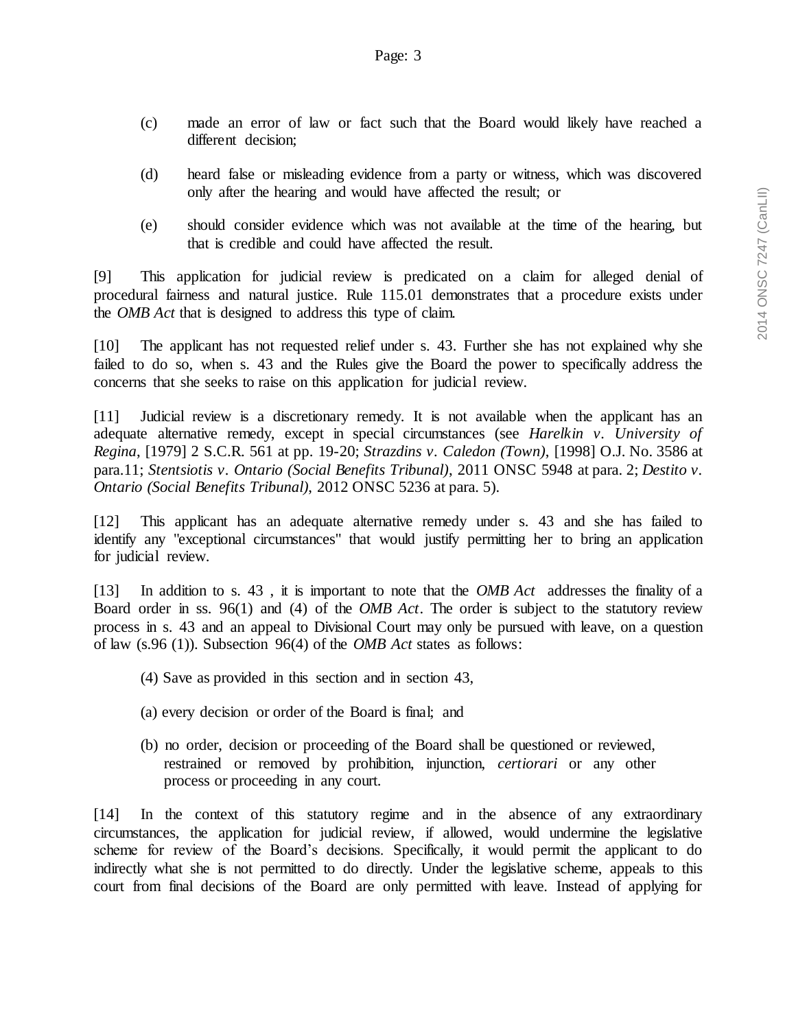(c) made an error of law or fact such that the Board would likely have reached a different decision;

(d) heard false or misleading evidence from a party or witness, which was discovered only after the hearing and would have affected the result; or

(e) should consider evidence which was not available at the time of the hearing, but that is credible and could have affected the result.

[9] This application for judicial review is predicated on a claim for alleged denial of procedural fairness and natural justice. Rule 115.01 demonstrates that a procedure exists under the *OMB Act* that is designed to address this type of claim.

[10] The applicant has not requested relief under s. 43. Further she has not explained why she failed to do so, when s. 43 and the Rules give the Board the power to specifically address the concerns that she seeks to raise on this application for judicial review.

[11] Judicial review is a discretionary remedy. It is not available when the applicant has an adequate alternative remedy, except in special circumstances (see *Harelkin v. University of Regina*, [1979] 2 S.C.R. 561 at pp. 19-20; *Strazdins v. Caledon (Town)*, [1998] O.J. No. 3586 at para.11; *Stentsiotis v. Ontario (Social Benefits Tribunal)*, 2011 ONSC 5948 at para. 2; *Destito v. Ontario (Social Benefits Tribunal)*, 2012 ONSC 5236 at para. 5).

[12] This applicant has an adequate alternative remedy under s. 43 and she has failed to identify any "exceptional circumstances" that would justify permitting her to bring an application for judicial review.

[13] In addition to s. 43 , it is important to note that the *OMB Act* addresses the finality of a Board order in ss. 96(1) and (4) of the *OMB Act*. The order is subject to the statutory review process in s. 43 and an appeal to Divisional Court may only be pursued with leave, on a question of law (s.96 (1)). Subsection 96(4) of the *OMB Act* states as follows:

> (4) Save as provided in this section and in section 43,
>
> (a) every decision or order of the Board is final; and
>
> (b) no order, decision or proceeding of the Board shall be questioned or reviewed, restrained or removed by prohibition, injunction, *certiorari* or any other process or proceeding in any court.

[14] In the context of this statutory regime and in the absence of any extraordinary circumstances, the application for judicial review, if allowed, would undermine the legislative scheme for review of the Board's decisions. Specifically, it would permit the applicant to do indirectly what she is not permitted to do directly. Under the legislative scheme, appeals to this court from final decisions of the Board are only permitted with leave. Instead of applying for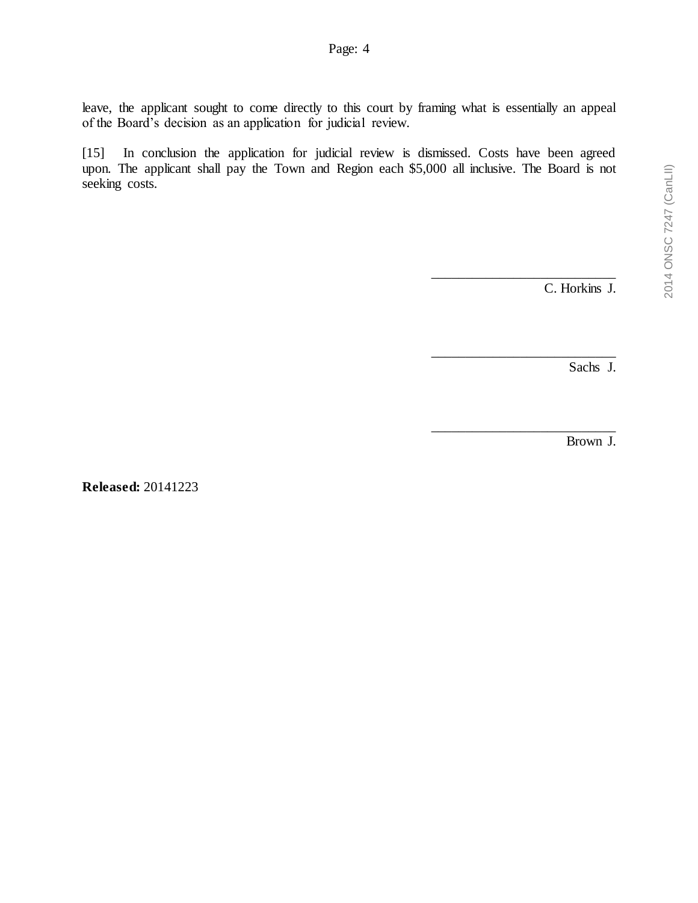leave, the applicant sought to come directly to this court by framing what is essentially an appeal of the Board's decision as an application for judicial review.

[15] In conclusion the application for judicial review is dismissed. Costs have been agreed upon. The applicant shall pay the Town and Region each $5,000 all inclusive. The Board is not seeking costs.

___________________________
C. Horkins J.

___________________________
Sachs J.

___________________________
Brown J.

**Released:** 20141223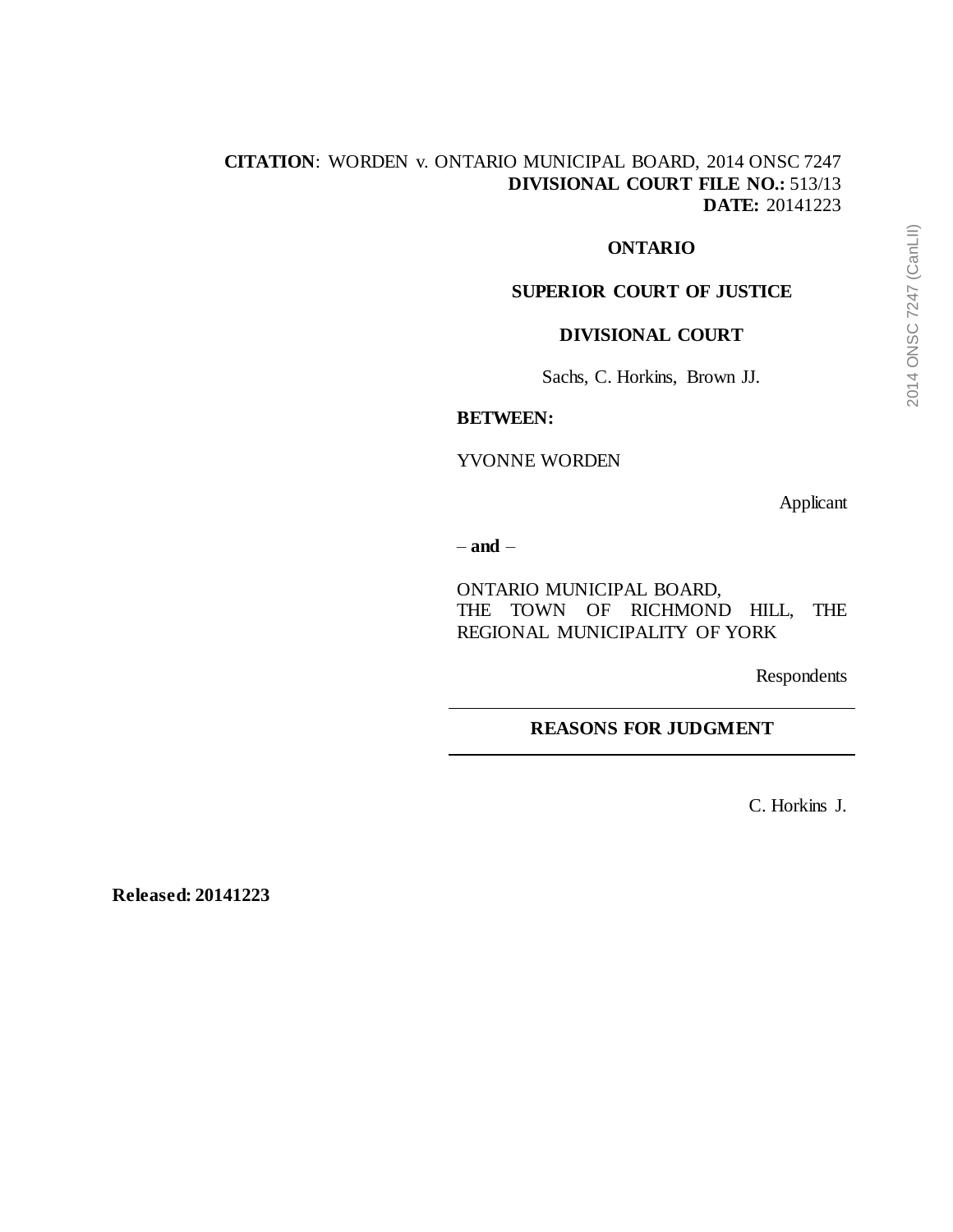**CITATION**: WORDEN v. ONTARIO MUNICIPAL BOARD, 2014 ONSC 7247
**DIVISIONAL COURT FILE NO.:** 513/13
**DATE:** 20141223

**ONTARIO**

**SUPERIOR COURT OF JUSTICE**

**DIVISIONAL COURT**

Sachs, C. Horkins, Brown JJ.

**BETWEEN:**

YVONNE WORDEN

Applicant

– **and** –

ONTARIO MUNICIPAL BOARD,
THE TOWN OF RICHMOND HILL, THE REGIONAL MUNICIPALITY OF YORK

Respondents

---

**REASONS FOR JUDGMENT**

---

C. Horkins J.

**Released: 20141223**